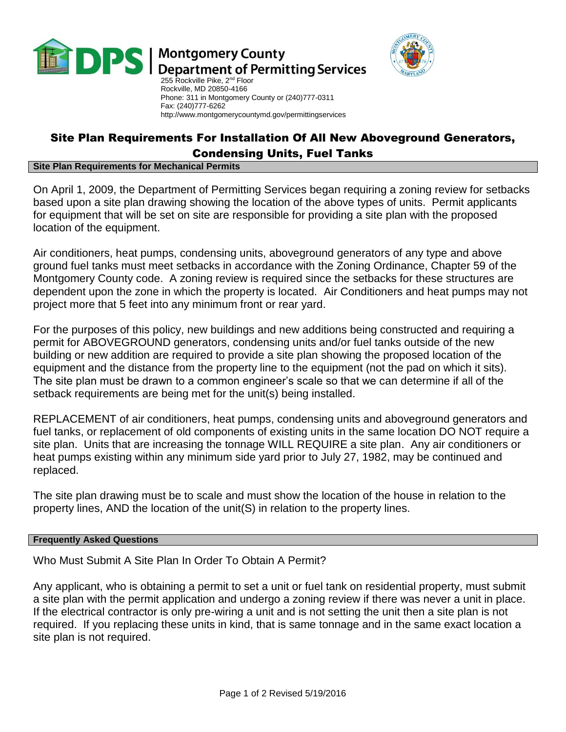# DPS | Montgomery County Department of Permitting Services

255 Rockville Pike, 2nd Floor
Rockville, MD 20850-4166
Phone: 311 in Montgomery County or (240)777-0311
Fax: (240)777-6262
http://www.montgomerycountymd.gov/permittingservices

## Site Plan Requirements For Installation Of All New Aboveground Generators, Condensing Units, Fuel Tanks

### Site Plan Requirements for Mechanical Permits

On April 1, 2009, the Department of Permitting Services began requiring a zoning review for setbacks based upon a site plan drawing showing the location of the above types of units. Permit applicants for equipment that will be set on site are responsible for providing a site plan with the proposed location of the equipment.

Air conditioners, heat pumps, condensing units, aboveground generators of any type and above ground fuel tanks must meet setbacks in accordance with the Zoning Ordinance, Chapter 59 of the Montgomery County code. A zoning review is required since the setbacks for these structures are dependent upon the zone in which the property is located. Air Conditioners and heat pumps may not project more that 5 feet into any minimum front or rear yard.

For the purposes of this policy, new buildings and new additions being constructed and requiring a permit for ABOVEGROUND generators, condensing units and/or fuel tanks outside of the new building or new addition are required to provide a site plan showing the proposed location of the equipment and the distance from the property line to the equipment (not the pad on which it sits). The site plan must be drawn to a common engineer's scale so that we can determine if all of the setback requirements are being met for the unit(s) being installed.

REPLACEMENT of air conditioners, heat pumps, condensing units and aboveground generators and fuel tanks, or replacement of old components of existing units in the same location DO NOT require a site plan. Units that are increasing the tonnage WILL REQUIRE a site plan. Any air conditioners or heat pumps existing within any minimum side yard prior to July 27, 1982, may be continued and replaced.

The site plan drawing must be to scale and must show the location of the house in relation to the property lines, AND the location of the unit(S) in relation to the property lines.

### Frequently Asked Questions

Who Must Submit A Site Plan In Order To Obtain A Permit?

Any applicant, who is obtaining a permit to set a unit or fuel tank on residential property, must submit a site plan with the permit application and undergo a zoning review if there was never a unit in place. If the electrical contractor is only pre-wiring a unit and is not setting the unit then a site plan is not required. If you replacing these units in kind, that is same tonnage and in the same exact location a site plan is not required.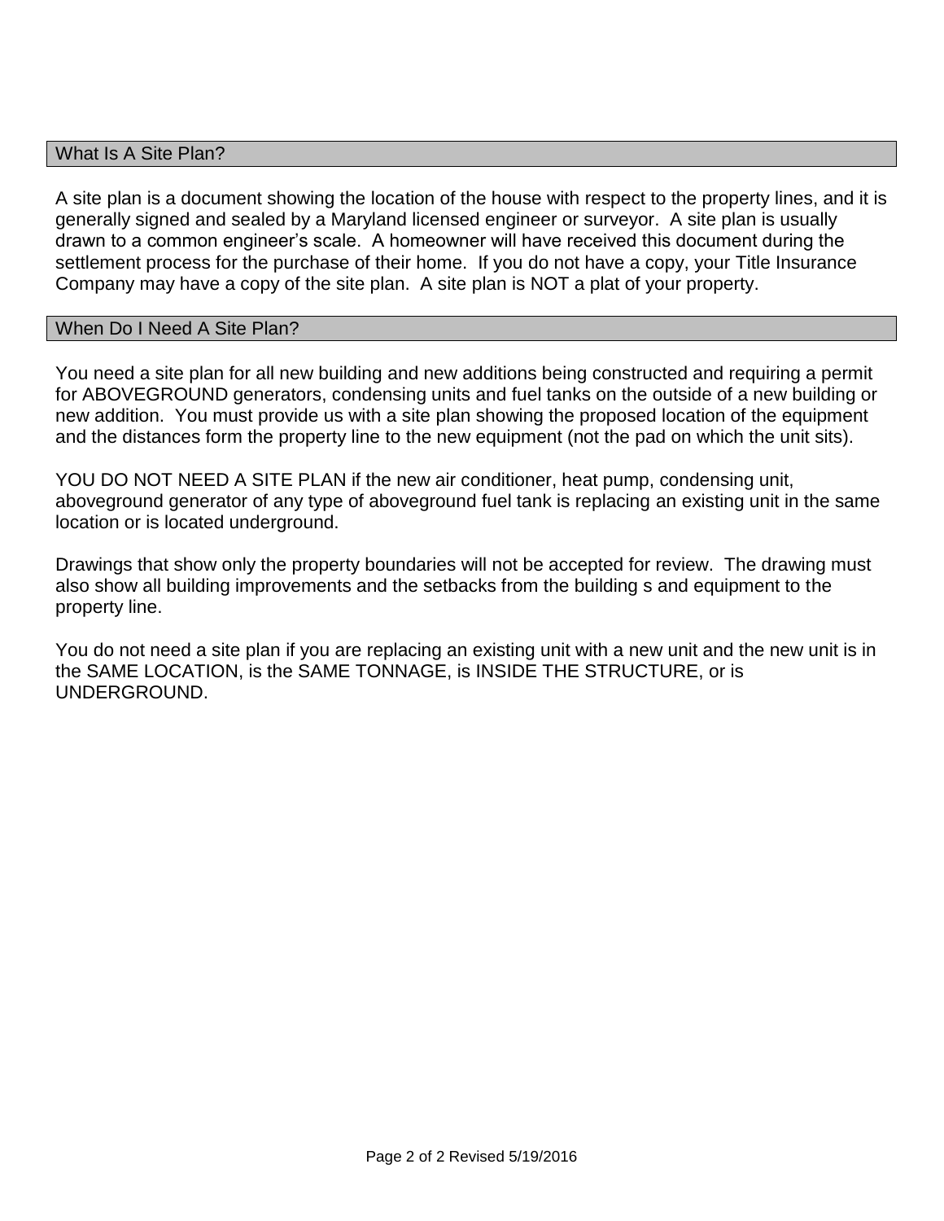## What Is A Site Plan?

A site plan is a document showing the location of the house with respect to the property lines, and it is generally signed and sealed by a Maryland licensed engineer or surveyor. A site plan is usually drawn to a common engineer's scale. A homeowner will have received this document during the settlement process for the purchase of their home. If you do not have a copy, your Title Insurance Company may have a copy of the site plan. A site plan is NOT a plat of your property.

## When Do I Need A Site Plan?

You need a site plan for all new building and new additions being constructed and requiring a permit for ABOVEGROUND generators, condensing units and fuel tanks on the outside of a new building or new addition. You must provide us with a site plan showing the proposed location of the equipment and the distances form the property line to the new equipment (not the pad on which the unit sits).

YOU DO NOT NEED A SITE PLAN if the new air conditioner, heat pump, condensing unit, aboveground generator of any type of aboveground fuel tank is replacing an existing unit in the same location or is located underground.

Drawings that show only the property boundaries will not be accepted for review. The drawing must also show all building improvements and the setbacks from the building s and equipment to the property line.

You do not need a site plan if you are replacing an existing unit with a new unit and the new unit is in the SAME LOCATION, is the SAME TONNAGE, is INSIDE THE STRUCTURE, or is UNDERGROUND.